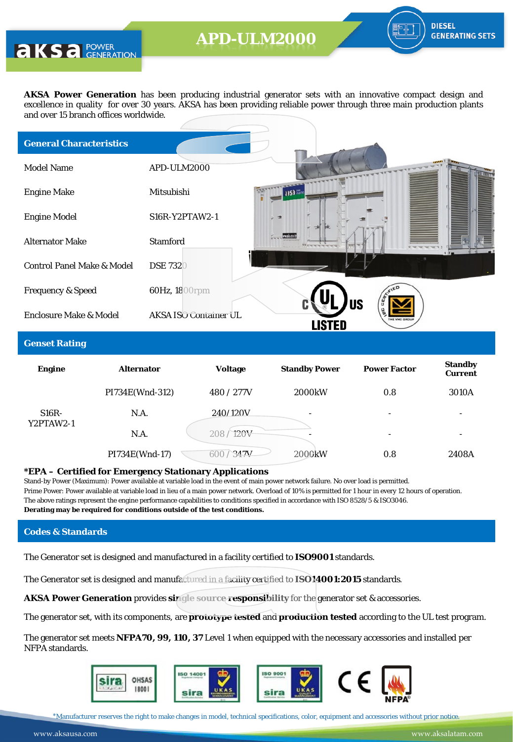# APD-ULM2000

DIESEL GENERATING SETS

**AKSA Power Generation** has been producing industrial generator sets with an innovative compact design and excellence in quality for over 30 years. AKSA has been providing reliable power through three main production plants and over 15 branch offices worldwide.

## General Characteristics

| | |
|---|---|
| Model Name | APD-ULM2000 |
| Engine Make | Mitsubishi |
| Engine Model | S16R-Y2PTAW2-1 |
| Alternator Make | Stamford |
| Control Panel Make & Model | DSE 7320 |
| Frequency & Speed | 60Hz, 1800rpm |
| Enclosure Make & Model | AKSA ISO Container UL |

## Genset Rating

| Engine | Alternator | Voltage | Standby Power | Power Factor | Standby Current |
|---|---|---|---|---|---|
| S16R-Y2PTAW2-1 | PI734E(Wnd-312) | 480 / 277V | 2000kW | 0.8 | 3010A |
| | N.A. | 240/120V | - | - | - |
| | N.A. | 208 / 120V | - | - | - |
| | PI734E(Wnd-17) | 600 / 347V | 2000kW | 0.8 | 2408A |

**\*EPA – Certified for Emergency Stationary Applications**

Stand-by Power (Maximum): Power available at variable load in the event of main power network failure. No over load is permitted.
Prime Power: Power available at variable load in lieu of a main power network. Overload of 10% is permitted for 1 hour in every 12 hours of operation.
The above ratings represent the engine performance capabilities to conditions specified in accordance with ISO 8528/5 & ISO3046.
**Derating may be required for conditions outside of the test conditions.**

## Codes & Standards

The Generator set is designed and manufactured in a facility certified to **ISO9001** standards.

The Generator set is designed and manufactured in a facility certified to **ISO14001:2015** standards.

**AKSA Power Generation** provides **single source responsibility** for the generator set & accessories.

The generator set, with its components, are **prototype tested** and **production tested** according to the UL test program.

The generator set meets **NFPA70, 99, 110, 37** Level 1 when equipped with the necessary accessories and installed per NFPA standards.

*Manufacturer reserves the right to make changes in model, technical specifications, color, equipment and accessories without prior notice.

www.aksausa.com www.aksalatam.com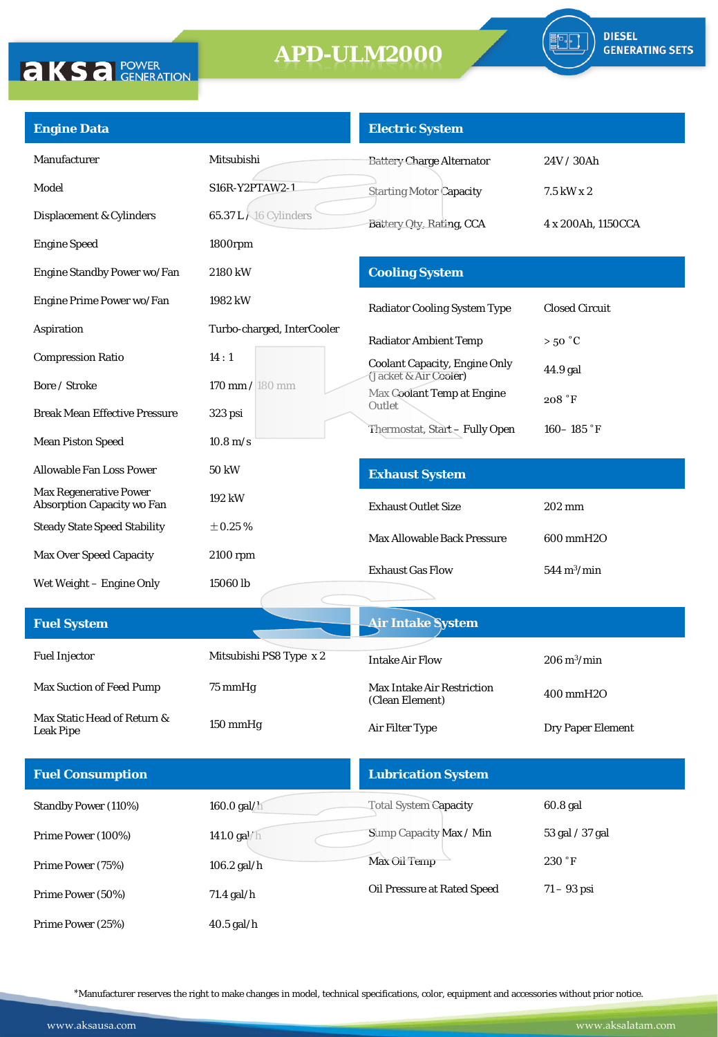# APD-ULM2000

DIESEL GENERATING SETS

## Engine Data

| | |
|---|---|
| Manufacturer | Mitsubishi |
| Model | S16R-Y2PTAW2-1 |
| Displacement & Cylinders | 65.37 L / 16 Cylinders |
| Engine Speed | 1800rpm |
| Engine Standby Power wo/Fan | 2180 kW |
| Engine Prime Power wo/Fan | 1982 kW |
| Aspiration | Turbo-charged, InterCooler |
| Compression Ratio | 14 : 1 |
| Bore / Stroke | 170 mm / 180 mm |
| Break Mean Effective Pressure | 323 psi |
| Mean Piston Speed | 10.8 m/s |
| Allowable Fan Loss Power | 50 kW |
| Max Regenerative Power Absorption Capacity wo Fan | 192 kW |
| Steady State Speed Stability | ±0.25 % |
| Max Over Speed Capacity | 2100 rpm |
| Wet Weight – Engine Only | 15060 lb |

## Electric System

| | |
|---|---|
| Battery Charge Alternator | 24V / 30Ah |
| Starting Motor Capacity | 7.5 kW x 2 |
| Battery Qty, Rating, CCA | 4 x 200Ah, 1150CCA |

## Cooling System

| | |
|---|---|
| Radiator Cooling System Type | Closed Circuit |
| Radiator Ambient Temp | > 50 °C |
| Coolant Capacity, Engine Only (Jacket & Air Cooler) | 44.9 gal |
| Max Coolant Temp at Engine Outlet | 208 °F |
| Thermostat, Start – Fully Open | 160– 185 °F |

## Exhaust System

| | |
|---|---|
| Exhaust Outlet Size | 202 mm |
| Max Allowable Back Pressure | 600 mmH2O |
| Exhaust Gas Flow | 544 m³/min |

## Fuel System

| | |
|---|---|
| Fuel Injector | Mitsubishi PS8 Type x 2 |
| Max Suction of Feed Pump | 75 mmHg |
| Max Static Head of Return & Leak Pipe | 150 mmHg |

## Air Intake System

| | |
|---|---|
| Intake Air Flow | 206 m³/min |
| Max Intake Air Restriction (Clean Element) | 400 mmH2O |
| Air Filter Type | Dry Paper Element |

## Fuel Consumption

| | |
|---|---|
| Standby Power (110%) | 160.0 gal/h |
| Prime Power (100%) | 141.0 gal/h |
| Prime Power (75%) | 106.2 gal/h |
| Prime Power (50%) | 71.4 gal/h |
| Prime Power (25%) | 40.5 gal/h |

## Lubrication System

| | |
|---|---|
| Total System Capacity | 60.8 gal |
| Sump Capacity Max / Min | 53 gal / 37 gal |
| Max Oil Temp | 230 °F |
| Oil Pressure at Rated Speed | 71 – 93 psi |

*Manufacturer reserves the right to make changes in model, technical specifications, color, equipment and accessories without prior notice.

www.aksausa.com www.aksalatam.com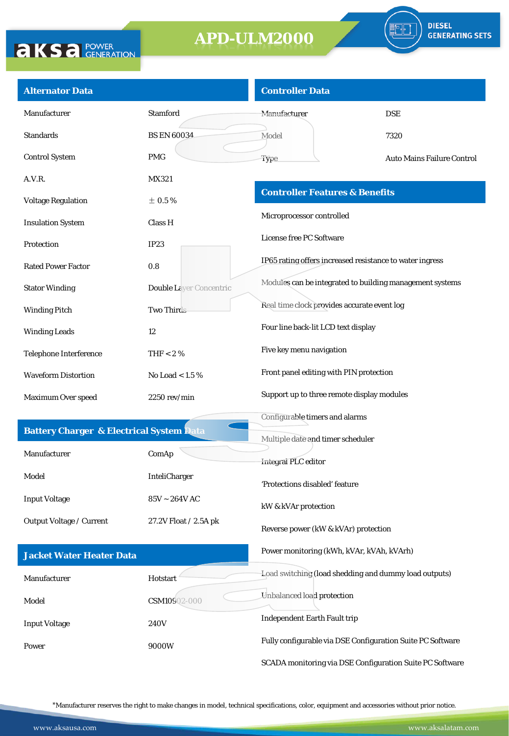# APD-ULM2000

DIESEL GENERATING SETS

## Alternator Data

| | |
|---|---|
| Manufacturer | Stamford |
| Standards | BS EN 60034 |
| Control System | PMG |
| A.V.R. | MX321 |
| Voltage Regulation | ± 0.5 % |
| Insulation System | Class H |
| Protection | IP23 |
| Rated Power Factor | 0.8 |
| Stator Winding | Double Layer Concentric |
| Winding Pitch | Two Thirds |
| Winding Leads | 12 |
| Telephone Interference | THF < 2 % |
| Waveform Distortion | No Load < 1.5 % |
| Maximum Over speed | 2250 rev/min |

## Battery Charger & Electrical System Data

| | |
|---|---|
| Manufacturer | ComAp |
| Model | InteliCharger |
| Input Voltage | 85V ~ 264V AC |
| Output Voltage / Current | 27.2V Float / 2.5A pk |

## Jacket Water Heater Data

| | |
|---|---|
| Manufacturer | Hotstart |
| Model | CSM10902-000 |
| Input Voltage | 240V |
| Power | 9000W |

## Controller Data

| | |
|---|---|
| Manufacturer | DSE |
| Model | 7320 |
| Type | Auto Mains Failure Control |

## Controller Features & Benefits

Microprocessor controlled

License free PC Software

IP65 rating offers increased resistance to water ingress

Modules can be integrated to building management systems

Real time clock provides accurate event log

Four line back-lit LCD text display

Five key menu navigation

Front panel editing with PIN protection

Support up to three remote display modules

Configurable timers and alarms

Multiple date and timer scheduler

Integral PLC editor

'Protections disabled' feature

kW & kVAr protection

Reverse power (kW & kVAr) protection

Power monitoring (kWh, kVAr, kVAh, kVArh)

Load switching (load shedding and dummy load outputs)

Unbalanced load protection

Independent Earth Fault trip

Fully configurable via DSE Configuration Suite PC Software

SCADA monitoring via DSE Configuration Suite PC Software

*Manufacturer reserves the right to make changes in model, technical specifications, color, equipment and accessories without prior notice.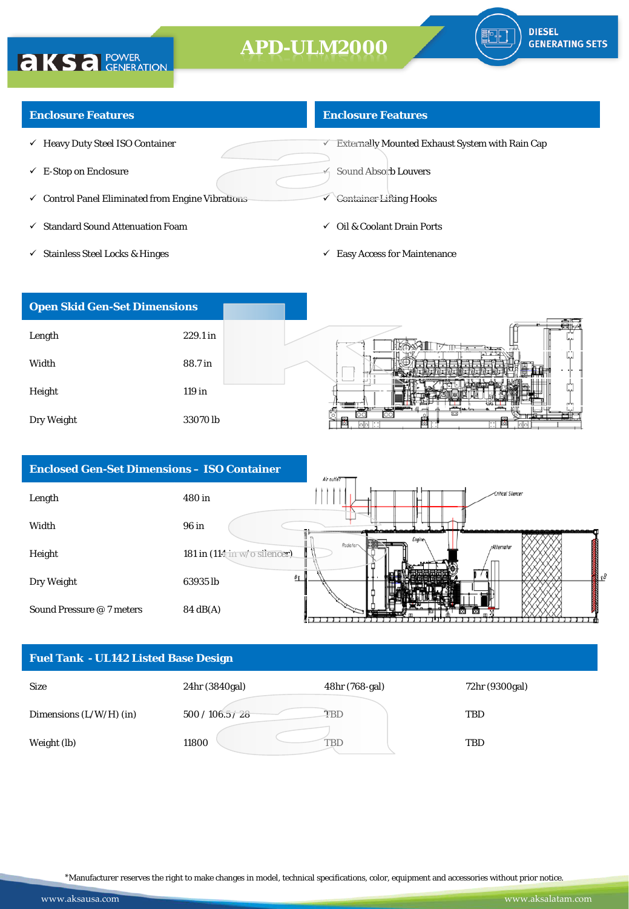# APD-ULM2000

DIESEL GENERATING SETS

## Enclosure Features

- ✓ Heavy Duty Steel ISO Container
- ✓ E-Stop on Enclosure
- ✓ Control Panel Eliminated from Engine Vibrations
- ✓ Standard Sound Attenuation Foam
- ✓ Stainless Steel Locks & Hinges

## Enclosure Features

- ✓ Externally Mounted Exhaust System with Rain Cap
- ✓ Sound Absorb Louvers
- ✓ Container Lifting Hooks
- ✓ Oil & Coolant Drain Ports
- ✓ Easy Access for Maintenance

## Open Skid Gen-Set Dimensions

| | |
|---|---|
| Length | 229.1 in |
| Width | 88.7 in |
| Height | 119 in |
| Dry Weight | 33070 lb |

## Enclosed Gen-Set Dimensions – ISO Container

| | |
|---|---|
| Length | 480 in |
| Width | 96 in |
| Height | 181 in (114 in w/o silencer) |
| Dry Weight | 63935 lb |
| Sound Pressure @ 7 meters | 84 dB(A) |

## Fuel Tank - UL142 Listed Base Design

| | | | |
|---|---|---|---|
| Size | 24hr (3840gal) | 48hr (768-gal) | 72hr (9300gal) |
| Dimensions (L/W/H) (in) | 500 / 106.5 / 28 | TBD | TBD |
| Weight (lb) | 11800 | TBD | TBD |

*Manufacturer reserves the right to make changes in model, technical specifications, color, equipment and accessories without prior notice.

www.aksausa.com www.aksalatam.com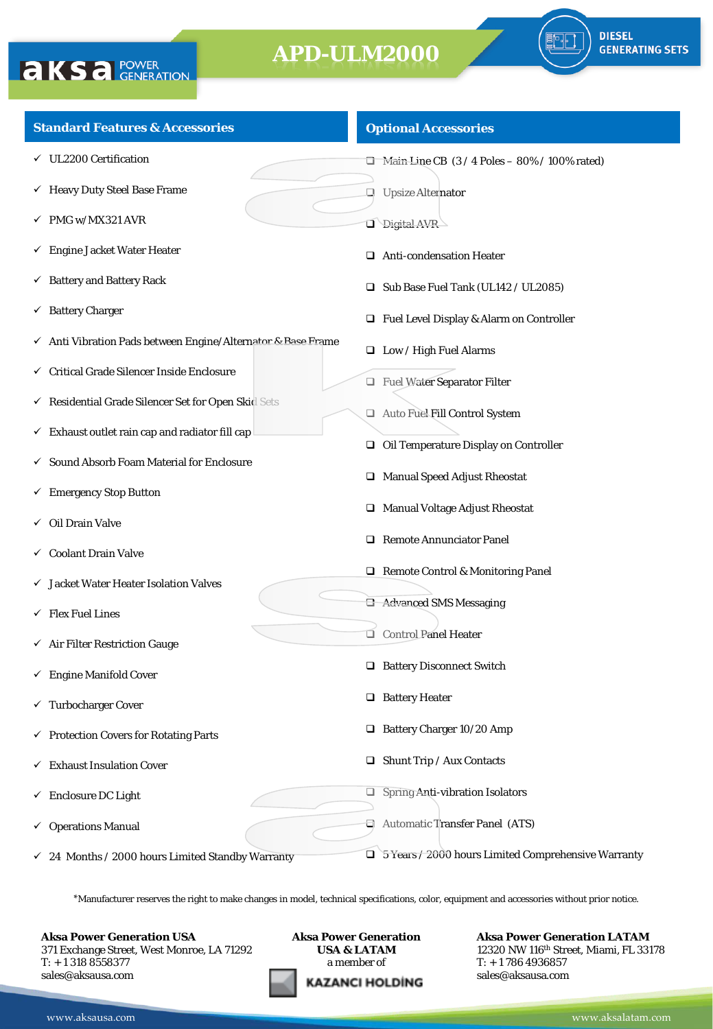# APD-ULM2000

DIESEL GENERATING SETS

## Standard Features & Accessories

- ✓ UL2200 Certification
- ✓ Heavy Duty Steel Base Frame
- ✓ PMG w/ MX321 AVR
- ✓ Engine Jacket Water Heater
- ✓ Battery and Battery Rack
- ✓ Battery Charger
- ✓ Anti Vibration Pads between Engine/Alternator & Base Frame
- ✓ Critical Grade Silencer Inside Enclosure
- ✓ Residential Grade Silencer Set for Open Skid Sets
- ✓ Exhaust outlet rain cap and radiator fill cap
- ✓ Sound Absorb Foam Material for Enclosure
- ✓ Emergency Stop Button
- ✓ Oil Drain Valve
- ✓ Coolant Drain Valve
- ✓ Jacket Water Heater Isolation Valves
- ✓ Flex Fuel Lines
- ✓ Air Filter Restriction Gauge
- ✓ Engine Manifold Cover
- ✓ Turbocharger Cover
- ✓ Protection Covers for Rotating Parts
- ✓ Exhaust Insulation Cover
- ✓ Enclosure DC Light
- ✓ Operations Manual
- ✓ 24 Months / 2000 hours Limited Standby Warranty

## Optional Accessories

- ❑ Main Line CB (3 / 4 Poles – 80% / 100% rated)
- ❑ Upsize Alternator
- ❑ Digital AVR
- ❑ Anti-condensation Heater
- ❑ Sub Base Fuel Tank (UL142 / UL2085)
- ❑ Fuel Level Display & Alarm on Controller
- ❑ Low / High Fuel Alarms
- ❑ Fuel Water Separator Filter
- ❑ Auto Fuel Fill Control System
- ❑ Oil Temperature Display on Controller
- ❑ Manual Speed Adjust Rheostat
- ❑ Manual Voltage Adjust Rheostat
- ❑ Remote Annunciator Panel
- ❑ Remote Control & Monitoring Panel
- ❑ Advanced SMS Messaging
- ❑ Control Panel Heater
- ❑ Battery Disconnect Switch
- ❑ Battery Heater
- ❑ Battery Charger 10/20 Amp
- ❑ Shunt Trip / Aux Contacts
- ❑ Spring Anti-vibration Isolators
- ❑ Automatic Transfer Panel (ATS)
- ❑ 5 Years / 2000 hours Limited Comprehensive Warranty

*Manufacturer reserves the right to make changes in model, technical specifications, color, equipment and accessories without prior notice.

**Aksa Power Generation USA**
371 Exchange Street, West Monroe, LA 71292
T: +1 318 8558377
sales@aksausa.com

**Aksa Power Generation USA & LATAM**
a member of
KAZANCI HOLDİNG

**Aksa Power Generation LATAM**
12320 NW 116th Street, Miami, FL 33178
T: +1 786 4936857
sales@aksausa.com

www.aksausa.com www.aksalatam.com